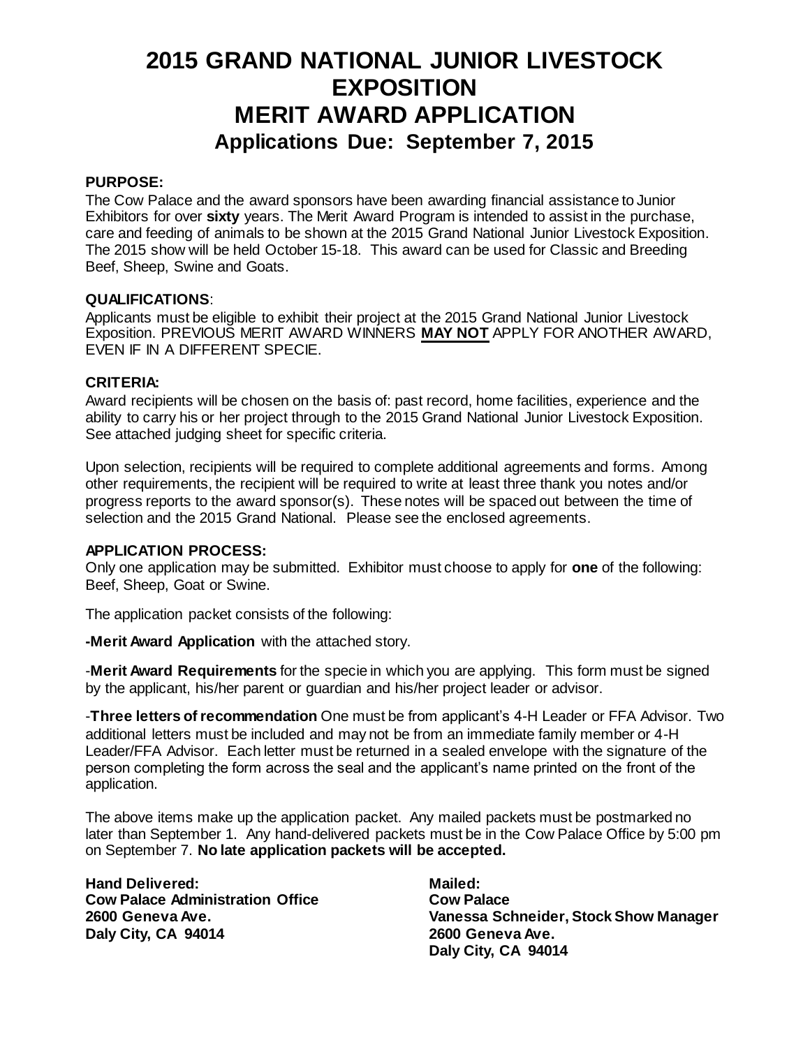# 2015 GRAND NATIONAL JUNIOR LIVESTOCK EXPOSITION
# MERIT AWARD APPLICATION
## Applications Due: September 7, 2015

**PURPOSE:**
The Cow Palace and the award sponsors have been awarding financial assistance to Junior Exhibitors for over **sixty** years. The Merit Award Program is intended to assist in the purchase, care and feeding of animals to be shown at the 2015 Grand National Junior Livestock Exposition. The 2015 show will be held October 15-18. This award can be used for Classic and Breeding Beef, Sheep, Swine and Goats.

**QUALIFICATIONS**:
Applicants must be eligible to exhibit their project at the 2015 Grand National Junior Livestock Exposition. PREVIOUS MERIT AWARD WINNERS **MAY NOT** APPLY FOR ANOTHER AWARD, EVEN IF IN A DIFFERENT SPECIE.

**CRITERIA:**
Award recipients will be chosen on the basis of: past record, home facilities, experience and the ability to carry his or her project through to the 2015 Grand National Junior Livestock Exposition. See attached judging sheet for specific criteria.

Upon selection, recipients will be required to complete additional agreements and forms. Among other requirements, the recipient will be required to write at least three thank you notes and/or progress reports to the award sponsor(s). These notes will be spaced out between the time of selection and the 2015 Grand National. Please see the enclosed agreements.

**APPLICATION PROCESS:**
Only one application may be submitted. Exhibitor must choose to apply for **one** of the following: Beef, Sheep, Goat or Swine.

The application packet consists of the following:

**-Merit Award Application** with the attached story.

-**Merit Award Requirements** for the specie in which you are applying. This form must be signed by the applicant, his/her parent or guardian and his/her project leader or advisor.

-**Three letters of recommendation** One must be from applicant's 4-H Leader or FFA Advisor. Two additional letters must be included and may not be from an immediate family member or 4-H Leader/FFA Advisor. Each letter must be returned in a sealed envelope with the signature of the person completing the form across the seal and the applicant's name printed on the front of the application.

The above items make up the application packet. Any mailed packets must be postmarked no later than September 1. Any hand-delivered packets must be in the Cow Palace Office by 5:00 pm on September 7. **No late application packets will be accepted.**

**Hand Delivered:**
**Cow Palace Administration Office**
**2600 Geneva Ave.**
**Daly City, CA 94014**

**Mailed:**
**Cow Palace**
**Vanessa Schneider, Stock Show Manager**
**2600 Geneva Ave.**
**Daly City, CA 94014**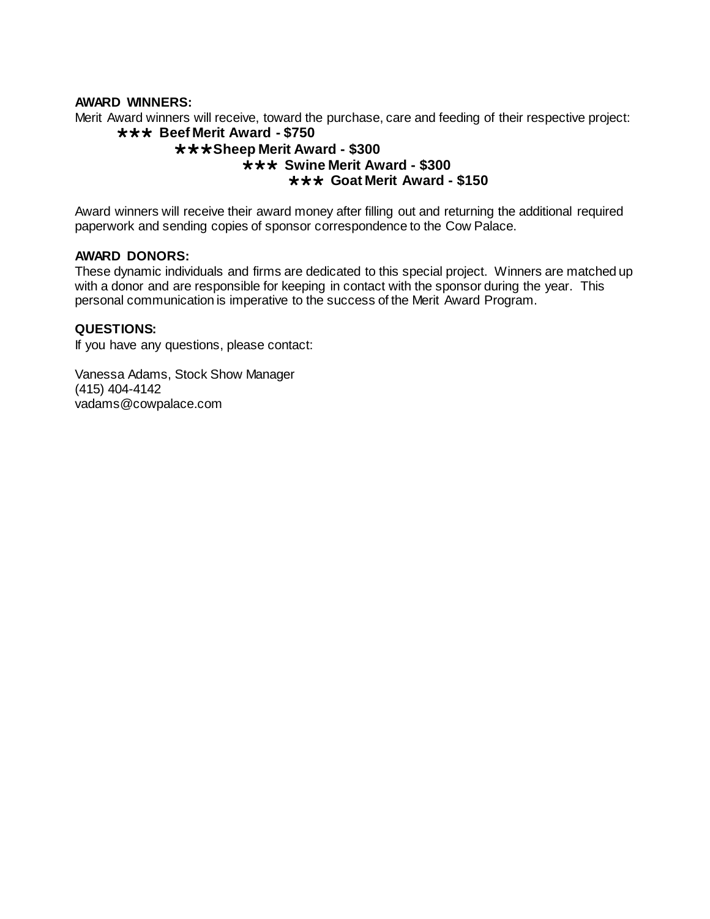**AWARD WINNERS:**

Merit Award winners will receive, toward the purchase, care and feeding of their respective project:

- ✱✱✱ **Beef Merit Award - $750**
- ✱✱✱ **Sheep Merit Award - $300**
- ✱✱✱ **Swine Merit Award - $300**
- ✱✱✱ **Goat Merit Award - $150**

Award winners will receive their award money after filling out and returning the additional required paperwork and sending copies of sponsor correspondence to the Cow Palace.

**AWARD DONORS:**

These dynamic individuals and firms are dedicated to this special project. Winners are matched up with a donor and are responsible for keeping in contact with the sponsor during the year. This personal communication is imperative to the success of the Merit Award Program.

**QUESTIONS:**

If you have any questions, please contact:

Vanessa Adams, Stock Show Manager
(415) 404-4142
vadams@cowpalace.com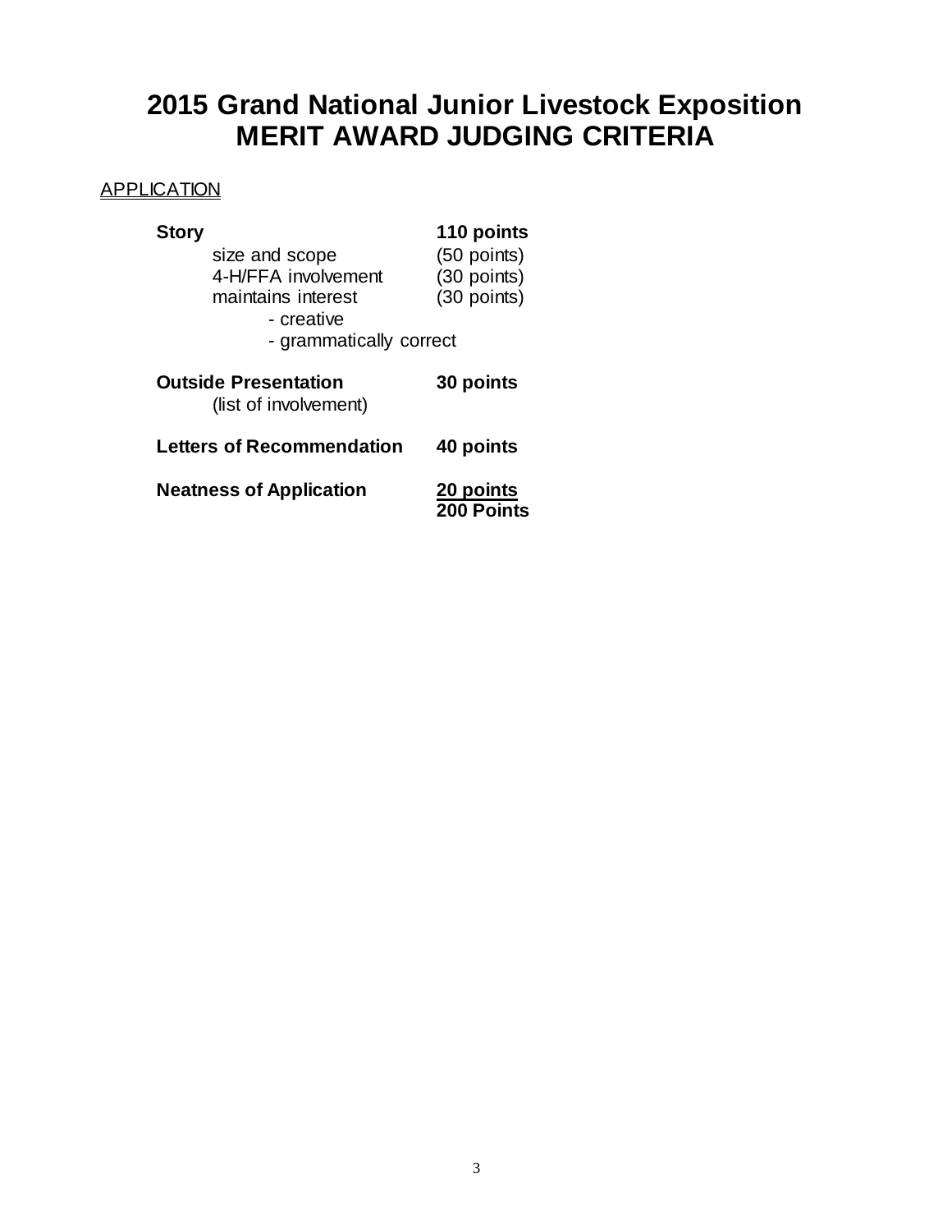# 2015 Grand National Junior Livestock Exposition
# MERIT AWARD JUDGING CRITERIA

APPLICATION

| | |
|---|---|
| **Story** | **110 points** |
| size and scope | (50 points) |
| 4-H/FFA involvement | (30 points) |
| maintains interest | (30 points) |
| - creative | |
| - grammatically correct | |
| **Outside Presentation** | **30 points** |
| (list of involvement) | |
| **Letters of Recommendation** | **40 points** |
| **Neatness of Application** | **20 points** |
| | **200 Points** |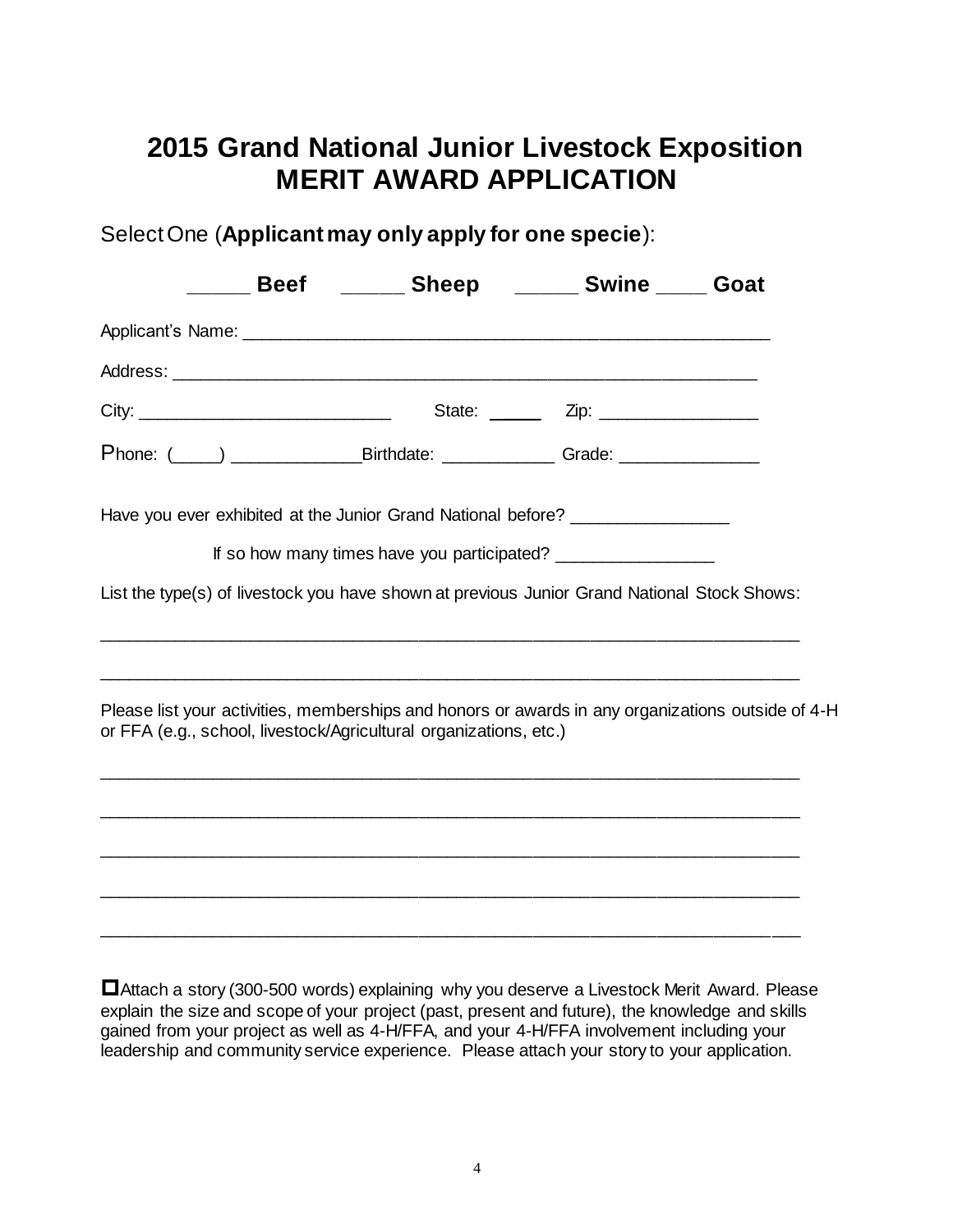# 2015 Grand National Junior Livestock Exposition
# MERIT AWARD APPLICATION

Select One (**Applicant may only apply for one specie**):

**_____ Beef _____ Sheep _____ Swine ____ Goat**

Applicant's Name: ________________________________________________________

Address: ___________________________________________________________

City: __________________________ State: ______ Zip: ________________

Phone: (_____) _____________Birthdate: ___________ Grade: ______________

Have you ever exhibited at the Junior Grand National before? ________________

If so how many times have you participated? ________________

List the type(s) of livestock you have shown at previous Junior Grand National Stock Shows:

_________________________________________________________________________

_________________________________________________________________________

Please list your activities, memberships and honors or awards in any organizations outside of 4-H or FFA (e.g., school, livestock/Agricultural organizations, etc.)

_________________________________________________________________________

_________________________________________________________________________

_________________________________________________________________________

_________________________________________________________________________

_________________________________________________________________________

☐ Attach a story (300-500 words) explaining why you deserve a Livestock Merit Award. Please explain the size and scope of your project (past, present and future), the knowledge and skills gained from your project as well as 4-H/FFA, and your 4-H/FFA involvement including your leadership and community service experience. Please attach your story to your application.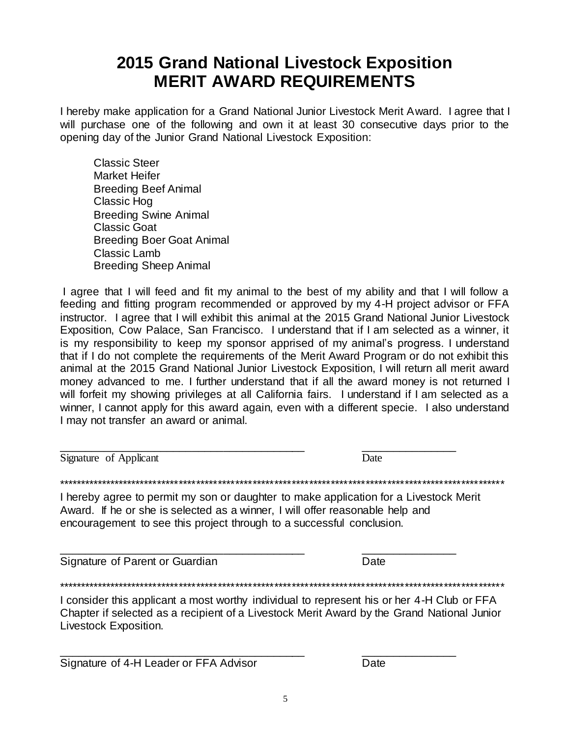# 2015 Grand National Livestock Exposition
# MERIT AWARD REQUIREMENTS

I hereby make application for a Grand National Junior Livestock Merit Award. I agree that I will purchase one of the following and own it at least 30 consecutive days prior to the opening day of the Junior Grand National Livestock Exposition:

- Classic Steer
- Market Heifer
- Breeding Beef Animal
- Classic Hog
- Breeding Swine Animal
- Classic Goat
- Breeding Boer Goat Animal
- Classic Lamb
- Breeding Sheep Animal

I agree that I will feed and fit my animal to the best of my ability and that I will follow a feeding and fitting program recommended or approved by my 4-H project advisor or FFA instructor. I agree that I will exhibit this animal at the 2015 Grand National Junior Livestock Exposition, Cow Palace, San Francisco. I understand that if I am selected as a winner, it is my responsibility to keep my sponsor apprised of my animal's progress. I understand that if I do not complete the requirements of the Merit Award Program or do not exhibit this animal at the 2015 Grand National Junior Livestock Exposition, I will return all merit award money advanced to me. I further understand that if all the award money is not returned I will forfeit my showing privileges at all California fairs. I understand if I am selected as a winner, I cannot apply for this award again, even with a different specie. I also understand I may not transfer an award or animal.

\_\_\_\_\_\_\_\_\_\_\_\_\_\_\_\_\_\_\_\_\_\_\_\_\_\_\_\_\_\_\_\_\_\_\_\_\_\_\_\_ \_\_\_\_\_\_\_\_\_\_\_\_\_\_\_\_

Signature of Applicant Date

**************************************************************************************************************

I hereby agree to permit my son or daughter to make application for a Livestock Merit Award. If he or she is selected as a winner, I will offer reasonable help and encouragement to see this project through to a successful conclusion.

\_\_\_\_\_\_\_\_\_\_\_\_\_\_\_\_\_\_\_\_\_\_\_\_\_\_\_\_\_\_\_\_\_\_\_\_\_\_\_\_ \_\_\_\_\_\_\_\_\_\_\_\_\_\_\_\_

Signature of Parent or Guardian Date

**************************************************************************************************************

I consider this applicant a most worthy individual to represent his or her 4-H Club or FFA Chapter if selected as a recipient of a Livestock Merit Award by the Grand National Junior Livestock Exposition.

\_\_\_\_\_\_\_\_\_\_\_\_\_\_\_\_\_\_\_\_\_\_\_\_\_\_\_\_\_\_\_\_\_\_\_\_\_\_\_\_ \_\_\_\_\_\_\_\_\_\_\_\_\_\_\_\_

Signature of 4-H Leader or FFA Advisor Date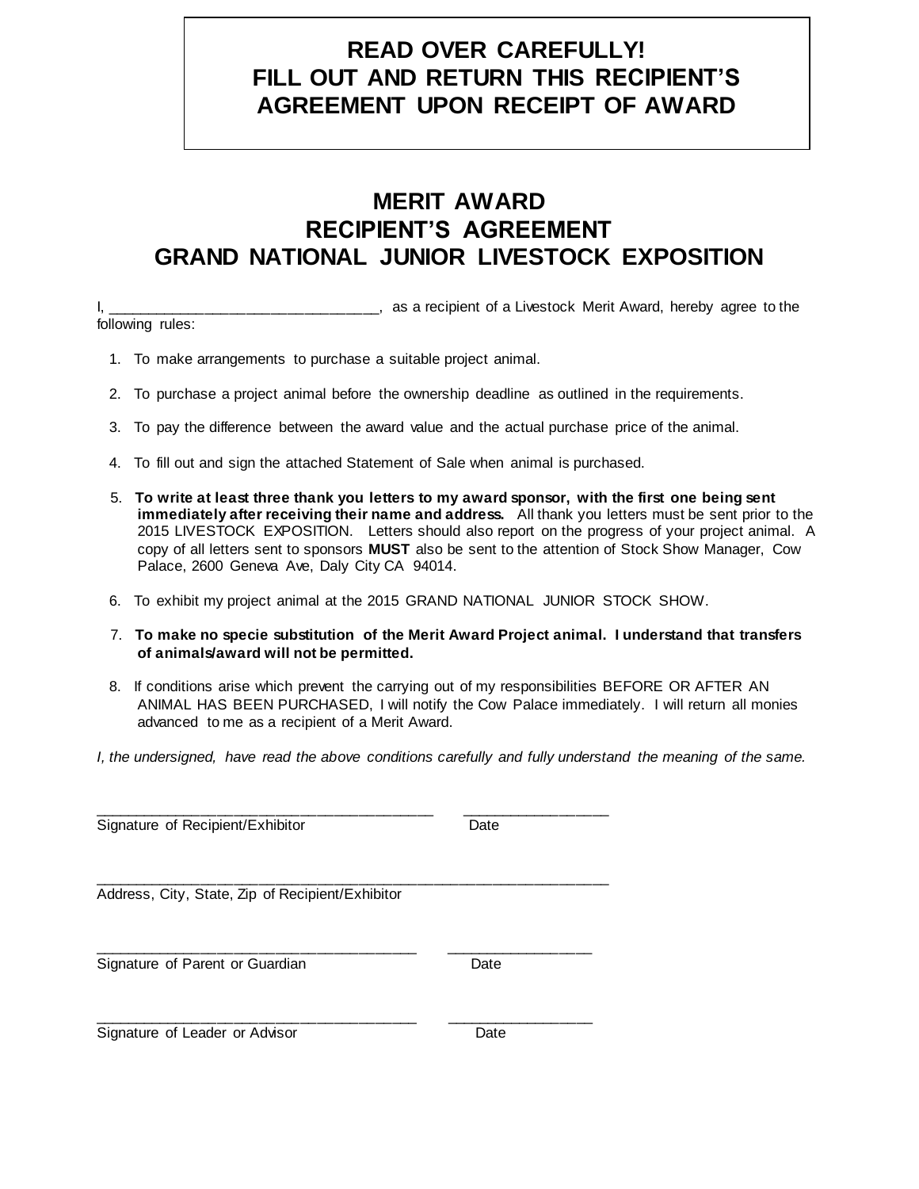**READ OVER CAREFULLY!**
**FILL OUT AND RETURN THIS RECIPIENT'S AGREEMENT UPON RECEIPT OF AWARD**

# MERIT AWARD
# RECIPIENT'S AGREEMENT
# GRAND NATIONAL JUNIOR LIVESTOCK EXPOSITION

I, _________________________________, as a recipient of a Livestock Merit Award, hereby agree to the following rules:

1. To make arrangements to purchase a suitable project animal.
2. To purchase a project animal before the ownership deadline as outlined in the requirements.
3. To pay the difference between the award value and the actual purchase price of the animal.
4. To fill out and sign the attached Statement of Sale when animal is purchased.
5. **To write at least three thank you letters to my award sponsor, with the first one being sent immediately after receiving their name and address.** All thank you letters must be sent prior to the 2015 LIVESTOCK EXPOSITION. Letters should also report on the progress of your project animal. A copy of all letters sent to sponsors **MUST** also be sent to the attention of Stock Show Manager, Cow Palace, 2600 Geneva Ave, Daly City CA 94014.
6. To exhibit my project animal at the 2015 GRAND NATIONAL JUNIOR STOCK SHOW.
7. **To make no specie substitution of the Merit Award Project animal. I understand that transfers of animals/award will not be permitted.**
8. If conditions arise which prevent the carrying out of my responsibilities BEFORE OR AFTER AN ANIMAL HAS BEEN PURCHASED, I will notify the Cow Palace immediately. I will return all monies advanced to me as a recipient of a Merit Award.

*I, the undersigned, have read the above conditions carefully and fully understand the meaning of the same.*

_________________________________________ _________________
Signature of Recipient/Exhibitor Date

_________________________________________________________________
Address, City, State, Zip of Recipient/Exhibitor

_________________________________________ _________________
Signature of Parent or Guardian Date

_________________________________________ _________________
Signature of Leader or Advisor Date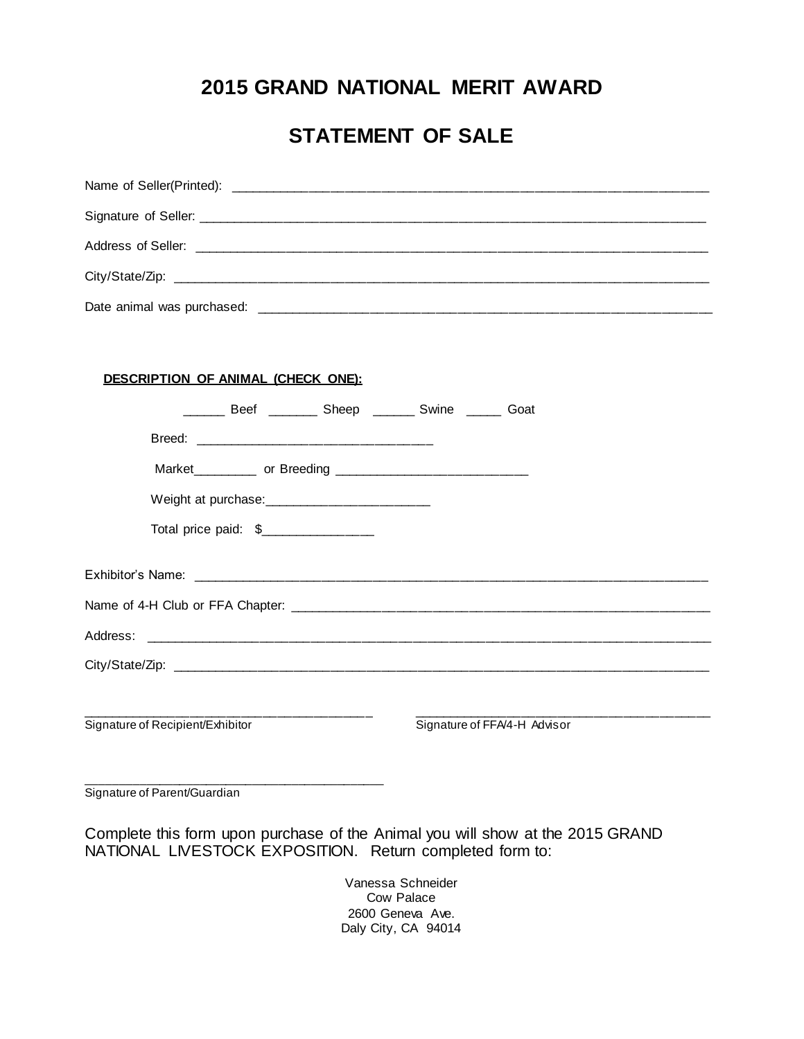# 2015 GRAND NATIONAL MERIT AWARD

# STATEMENT OF SALE

Name of Seller(Printed): ___________________________________________________________________

Signature of Seller: _______________________________________________________________________

Address of Seller: ________________________________________________________________________

City/State/Zip: ___________________________________________________________________________

Date animal was purchased: ________________________________________________________________

**DESCRIPTION OF ANIMAL (CHECK ONE):**

______ Beef _______ Sheep ______ Swine _____ Goat

Breed: _________________________________

Market_________ or Breeding __________________________

Weight at purchase:______________________

Total price paid: $_______________

Exhibitor's Name: ________________________________________________________________________

Name of 4-H Club or FFA Chapter: __________________________________________________________

Address: _______________________________________________________________________________

City/State/Zip: ___________________________________________________________________________

_______________________________________
Signature of Recipient/Exhibitor

_______________________________________
Signature of FFA/4-H Advisor

_______________________________________
Signature of Parent/Guardian

Complete this form upon purchase of the Animal you will show at the 2015 GRAND NATIONAL LIVESTOCK EXPOSITION. Return completed form to:

Vanessa Schneider
Cow Palace
2600 Geneva Ave.
Daly City, CA 94014